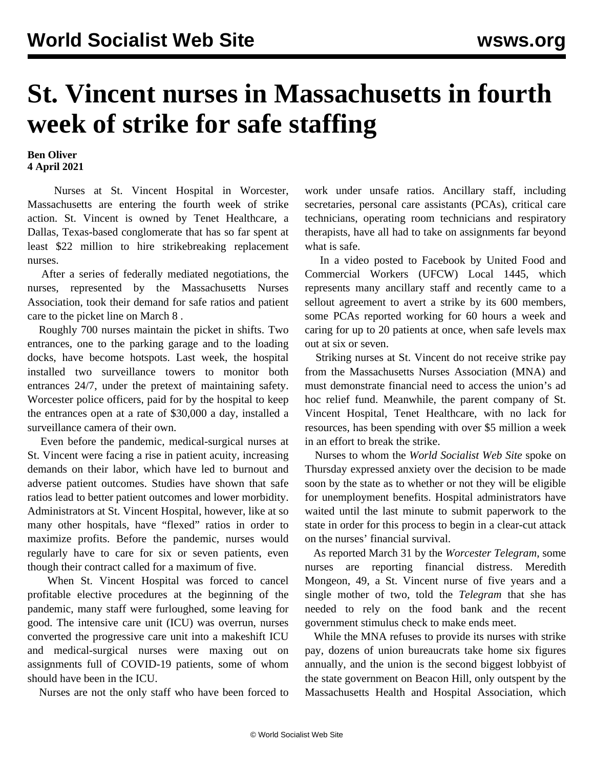# St. Vincent nurses in Massachusetts in fourth week of strike for safe staffing

**Ben Oliver**
**4 April 2021**

Nurses at St. Vincent Hospital in Worcester, Massachusetts are entering the fourth week of strike action. St. Vincent is owned by Tenet Healthcare, a Dallas, Texas-based conglomerate that has so far spent at least $22 million to hire strikebreaking replacement nurses.

After a series of federally mediated negotiations, the nurses, represented by the Massachusetts Nurses Association, took their demand for safe ratios and patient care to the picket line on March 8 .

Roughly 700 nurses maintain the picket in shifts. Two entrances, one to the parking garage and to the loading docks, have become hotspots. Last week, the hospital installed two surveillance towers to monitor both entrances 24/7, under the pretext of maintaining safety. Worcester police officers, paid for by the hospital to keep the entrances open at a rate of $30,000 a day, installed a surveillance camera of their own.

Even before the pandemic, medical-surgical nurses at St. Vincent were facing a rise in patient acuity, increasing demands on their labor, which have led to burnout and adverse patient outcomes. Studies have shown that safe ratios lead to better patient outcomes and lower morbidity. Administrators at St. Vincent Hospital, however, like at so many other hospitals, have "flexed" ratios in order to maximize profits. Before the pandemic, nurses would regularly have to care for six or seven patients, even though their contract called for a maximum of five.

When St. Vincent Hospital was forced to cancel profitable elective procedures at the beginning of the pandemic, many staff were furloughed, some leaving for good. The intensive care unit (ICU) was overrun, nurses converted the progressive care unit into a makeshift ICU and medical-surgical nurses were maxing out on assignments full of COVID-19 patients, some of whom should have been in the ICU.

Nurses are not the only staff who have been forced to work under unsafe ratios. Ancillary staff, including secretaries, personal care assistants (PCAs), critical care technicians, operating room technicians and respiratory therapists, have all had to take on assignments far beyond what is safe.

In a video posted to Facebook by United Food and Commercial Workers (UFCW) Local 1445, which represents many ancillary staff and recently came to a sellout agreement to avert a strike by its 600 members, some PCAs reported working for 60 hours a week and caring for up to 20 patients at once, when safe levels max out at six or seven.

Striking nurses at St. Vincent do not receive strike pay from the Massachusetts Nurses Association (MNA) and must demonstrate financial need to access the union's ad hoc relief fund. Meanwhile, the parent company of St. Vincent Hospital, Tenet Healthcare, with no lack for resources, has been spending with over $5 million a week in an effort to break the strike.

Nurses to whom the *World Socialist Web Site* spoke on Thursday expressed anxiety over the decision to be made soon by the state as to whether or not they will be eligible for unemployment benefits. Hospital administrators have waited until the last minute to submit paperwork to the state in order for this process to begin in a clear-cut attack on the nurses' financial survival.

As reported March 31 by the *Worcester Telegram*, some nurses are reporting financial distress. Meredith Mongeon, 49, a St. Vincent nurse of five years and a single mother of two, told the *Telegram* that she has needed to rely on the food bank and the recent government stimulus check to make ends meet.

While the MNA refuses to provide its nurses with strike pay, dozens of union bureaucrats take home six figures annually, and the union is the second biggest lobbyist of the state government on Beacon Hill, only outspent by the Massachusetts Health and Hospital Association, which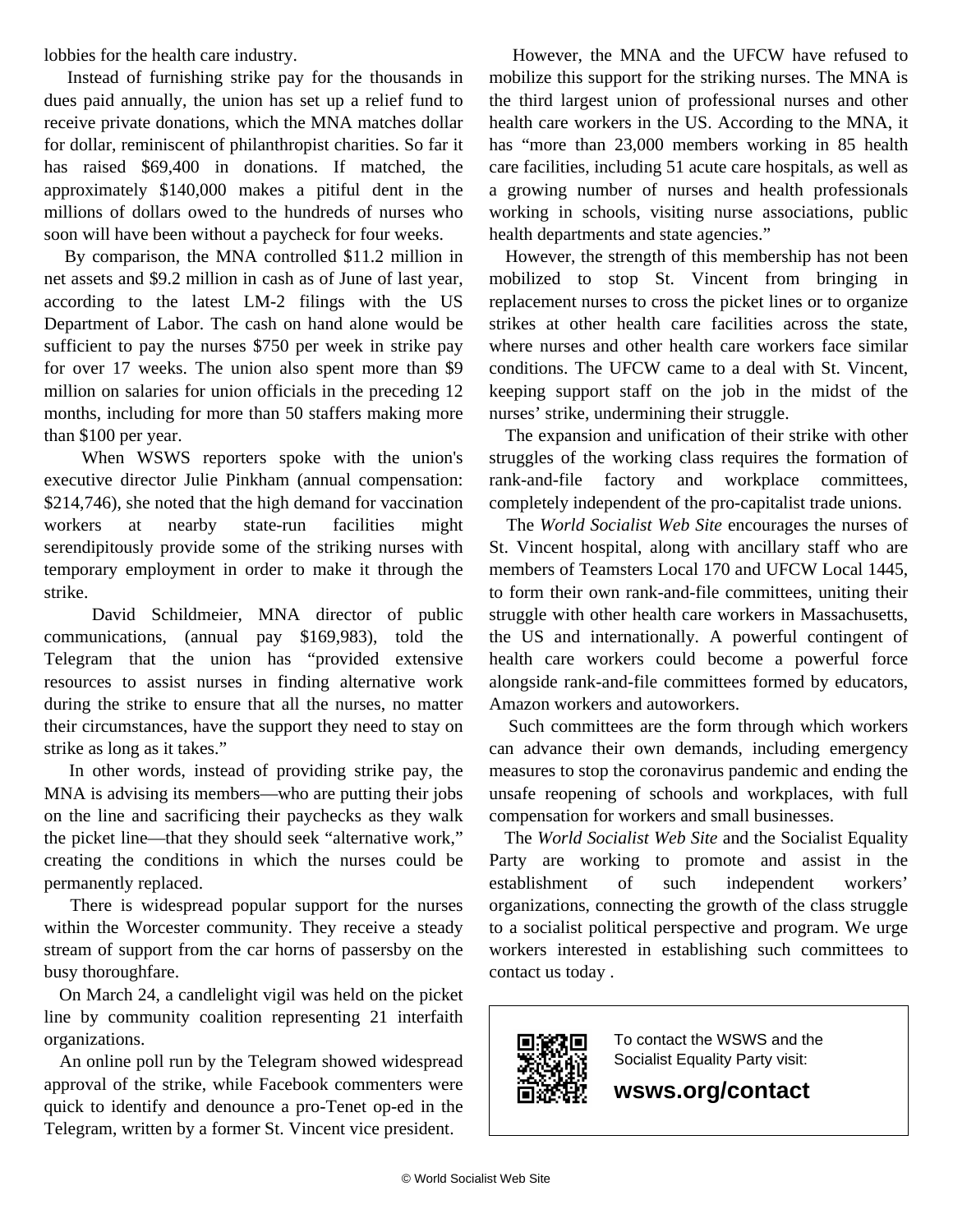lobbies for the health care industry.

Instead of furnishing strike pay for the thousands in dues paid annually, the union has set up a relief fund to receive private donations, which the MNA matches dollar for dollar, reminiscent of philanthropist charities. So far it has raised $69,400 in donations. If matched, the approximately $140,000 makes a pitiful dent in the millions of dollars owed to the hundreds of nurses who soon will have been without a paycheck for four weeks.

By comparison, the MNA controlled $11.2 million in net assets and $9.2 million in cash as of June of last year, according to the latest LM-2 filings with the US Department of Labor. The cash on hand alone would be sufficient to pay the nurses $750 per week in strike pay for over 17 weeks. The union also spent more than $9 million on salaries for union officials in the preceding 12 months, including for more than 50 staffers making more than $100 per year.

When WSWS reporters spoke with the union's executive director Julie Pinkham (annual compensation: $214,746), she noted that the high demand for vaccination workers at nearby state-run facilities might serendipitously provide some of the striking nurses with temporary employment in order to make it through the strike.

David Schildmeier, MNA director of public communications, (annual pay $169,983), told the Telegram that the union has "provided extensive resources to assist nurses in finding alternative work during the strike to ensure that all the nurses, no matter their circumstances, have the support they need to stay on strike as long as it takes."

In other words, instead of providing strike pay, the MNA is advising its members—who are putting their jobs on the line and sacrificing their paychecks as they walk the picket line—that they should seek "alternative work," creating the conditions in which the nurses could be permanently replaced.

There is widespread popular support for the nurses within the Worcester community. They receive a steady stream of support from the car horns of passersby on the busy thoroughfare.

On March 24, a candlelight vigil was held on the picket line by community coalition representing 21 interfaith organizations.

An online poll run by the Telegram showed widespread approval of the strike, while Facebook commenters were quick to identify and denounce a pro-Tenet op-ed in the Telegram, written by a former St. Vincent vice president.

However, the MNA and the UFCW have refused to mobilize this support for the striking nurses. The MNA is the third largest union of professional nurses and other health care workers in the US. According to the MNA, it has "more than 23,000 members working in 85 health care facilities, including 51 acute care hospitals, as well as a growing number of nurses and health professionals working in schools, visiting nurse associations, public health departments and state agencies."

However, the strength of this membership has not been mobilized to stop St. Vincent from bringing in replacement nurses to cross the picket lines or to organize strikes at other health care facilities across the state, where nurses and other health care workers face similar conditions. The UFCW came to a deal with St. Vincent, keeping support staff on the job in the midst of the nurses' strike, undermining their struggle.

The expansion and unification of their strike with other struggles of the working class requires the formation of rank-and-file factory and workplace committees, completely independent of the pro-capitalist trade unions.

The *World Socialist Web Site* encourages the nurses of St. Vincent hospital, along with ancillary staff who are members of Teamsters Local 170 and UFCW Local 1445, to form their own rank-and-file committees, uniting their struggle with other health care workers in Massachusetts, the US and internationally. A powerful contingent of health care workers could become a powerful force alongside rank-and-file committees formed by educators, Amazon workers and autoworkers.

Such committees are the form through which workers can advance their own demands, including emergency measures to stop the coronavirus pandemic and ending the unsafe reopening of schools and workplaces, with full compensation for workers and small businesses.

The *World Socialist Web Site* and the Socialist Equality Party are working to promote and assist in the establishment of such independent workers' organizations, connecting the growth of the class struggle to a socialist political perspective and program. We urge workers interested in establishing such committees to contact us today .

To contact the WSWS and the Socialist Equality Party visit:

**wsws.org/contact**